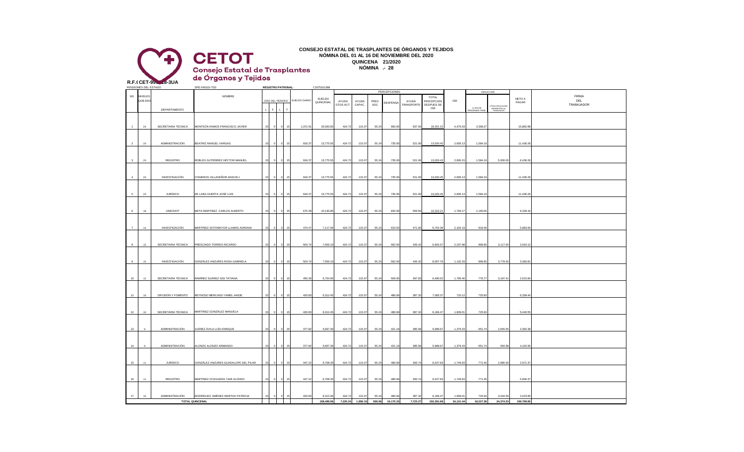**CETOT**
**Consejo Estatal de Trasplantes de Órganos y Tejidos**

**R.F.C. CET-99_ _8-3UA**

# CONSEJO ESTATAL DE TRASPLANTES DE ÓRGANOS Y TEJIDOS
## NÓMINA DEL 01 AL 16 DE NOVIEMBRE DEL 2020
### QUINCENA 21/2020
### NÓMINA .- 28

PENSIONES DEL ESTADO: DPE-540101-TS0 — REGISTRO PATRONAL: C1675161388

| NO. | NIVELES GOB EDO | DEPARTAMENTO | NOMBRE | DÍAS DEL PERIODO L | F | L | T | SUELDO DIARIO | SUELDO QUINCENAL | AYUDA GTOS ACT. | AYUDA CAPAC. | PREV SOC | DESPENSA | AYUDA TRANSPORTE | TOTAL PERCEPCIÓN DESPUES DE ISR | ISR | 11.5% DE PENSIONES TRAB. | OTRAS DEDUCCIONES INHERENTES AL TRABAJADOR | NETO A PAGAR | FIRMA DEL TRABAJADOR |
|---|---|---|---|---|---|---|---|---|---|---|---|---|---|---|---|---|---|---|---|---|
| 1 | 24 | SECRETARIA TÉCNICA | MONTEÓN RAMOS FRANCISCO JAVIER | 15 | 0 | 0 | 15 | 1,372.91 | 20,593.65 | 424.72 | 115.07 | 55.24 | 900.00 | 637.50 | 18,251.15 | 4,475.03 | 2,368.27 | | 15,882.88 | |
| 2 | 20 | ADMINISTRACIÓN | BEATRIZ RANGEL VARGAS | 15 | 0 | 0 | 15 | 918.37 | 13,775.55 | 424.72 | 115.07 | 55.24 | 735.00 | 521.00 | 13,020.45 | 2,606.13 | 1,584.19 | | 11,436.26 | |
| 3 | 20 | REGISTRO | ROBLES GUTIÉRREZ HÉCTOR MANUEL | 15 | 0 | 0 | 15 | 918.37 | 13,775.55 | 424.72 | 115.07 | 55.24 | 735.00 | 521.00 | 13,020.43 | 2,606.15 | 1,584.19 | 5,000.00 | 6,436.26 | |
| 4 | 20 | INVESTIGACIÓN | CISNEROS VILLASEÑOR ARACELI | 15 | 0 | 0 | 15 | 918.37 | 13,775.55 | 424.72 | 115.07 | 55.24 | 735.00 | 521.00 | 13,020.45 | 2,606.13 | 1,584.19 | | 11,436.26 | |
| 5 | 20 | JURÍDICO | DE LARA HUERTA JOSÉ LUIS | 15 | 0 | 0 | 15 | 918.37 | 13,775.55 | 424.72 | 115.07 | 55.24 | 735.00 | 521.00 | 13,020.45 | 2,606.13 | 1,584.19 | | 11,436.26 | |
| 6 | 16 | UNECDOT | MATA MARTINEZ CARLOS ALBERTO | 15 | 0 | 0 | 15 | 675.39 | 10,130.85 | 424.72 | 115.07 | 55.24 | 832.00 | 559.50 | 10,323.21 | 1,794.17 | 1,165.05 | | 9,158.16 | |
| 7 | 14 | INVESTIGACIÓN | MARTÍNEZ SOTOMAYOR LLAMAS ADRIANA | 15 | 0 | 0 | 15 | 474.47 | 7,117.05 | 424.72 | 115.07 | 55.24 | 623.50 | 471.00 | 6,702.39 | 2,104.19 | 818.46 | | 5,883.94 | |
| 8 | 15 | SECRETARIA TÉCNICA | PRESCIADO TORRES RICARDO | 15 | 0 | 0 | 15 | 503.74 | 7,556.10 | 424.72 | 115.07 | 55.24 | 562.50 | 426.42 | 6,902.07 | 2,237.98 | 868.95 | 3,117.00 | 2,916.12 | |
| 9 | 15 | INVESTIGACIÓN | GONZÁLEZ ANZURES ROSA GABRIELA | 15 | 0 | 0 | 15 | 503.74 | 7,556.10 | 424.72 | 115.07 | 55.24 | 562.50 | 426.42 | 8,007.76 | 1,132.29 | 868.95 | 3,778.00 | 3,360.81 | |
| 10 | 12 | SECRETARIA TÉCNICA | RAMÍREZ SUÁREZ SISI TATIANA | 15 | 0 | 0 | 15 | 450.30 | 6,754.56 | 424.72 | 115.07 | 55.24 | 509.00 | 397.83 | 6,490.02 | 1,766.40 | 776.77 | 3,197.41 | 2,515.84 | |
| 11 | 10 | DIFUSIÓN Y FOMENTO | REYNOSO MERCADO YAMEL HAIDE | 15 | 0 | 0 | 15 | 420.83 | 6,312.45 | 424.72 | 115.07 | 55.24 | 480.69 | 387.32 | 7,065.37 | 710.12 | 725.93 | | 6,339.44 | |
| 12 | 10 | SECRETARIA TÉCNICA | MARTÍNEZ GONZÁLEZ MANUELA | 15 | 0 | 0 | 15 | 420.83 | 6,312.45 | 424.72 | 115.07 | 55.24 | 480.69 | 387.32 | 6,166.47 | 1,609.01 | 725.93 | | 5,440.55 | |
| 13 | 9 | ADMINISTRACIÓN | JUÁREZ ÁVILA LUÍS ENRIQUE | 15 | 0 | 0 | 15 | 377.82 | 5,667.30 | 424.72 | 115.07 | 55.24 | 421.19 | 385.58 | 5,689.67 | 1,379.43 | 651.74 | 2,645.55 | 2,392.38 | |
| 14 | 9 | ADMINISTRACIÓN | ALONZO ALONZO ARMANDO | 15 | 0 | 0 | 15 | 377.82 | 5,667.30 | 424.72 | 115.07 | 55.24 | 421.19 | 385.58 | 5,689.67 | 1,379.43 | 651.74 | 934.98 | 4,102.95 | |
| 15 | 11 | JURÍDICO | GONZÁLEZ ANZURES GUADALUPE DEL PILAR | 15 | 0 | 0 | 15 | 447.22 | 6,708.30 | 424.72 | 115.07 | 55.24 | 480.69 | 393.74 | 6,427.83 | 1,749.93 | 771.45 | 2,685.00 | 2,971.37 | |
| 16 | 11 | REGISTRO | MARTÍNEZ OCEGUERA YAIR ALONSO | 15 | 0 | 0 | 15 | 447.22 | 6,708.30 | 424.72 | 115.07 | 55.24 | 480.69 | 393.74 | 6,427.83 | 1,749.93 | 771.45 | | 5,656.37 | |
| 17 | 10 | ADMINISTRACIÓN | RODRÍGUEZ JIMÉNEZ MARTHA PATRICIA | 15 | 0 | 0 | 15 | 420.83 | 6,312.45 | 424.72 | 115.07 | 55.24 | 480.69 | 387.32 | 6,166.47 | 1,609.01 | 725.93 | 3,016.59 | 2,423.95 | |
| | | | **TOTAL QUINCENAL** | | | | | | **158,499.06** | **7,220.24** | **1,956.19** | **939.08** | **10,175.33** | **7,723.27** | **152,391.68** | **34,121.44** | **18,227.38** | **24,374.53** | **109,789.80** | |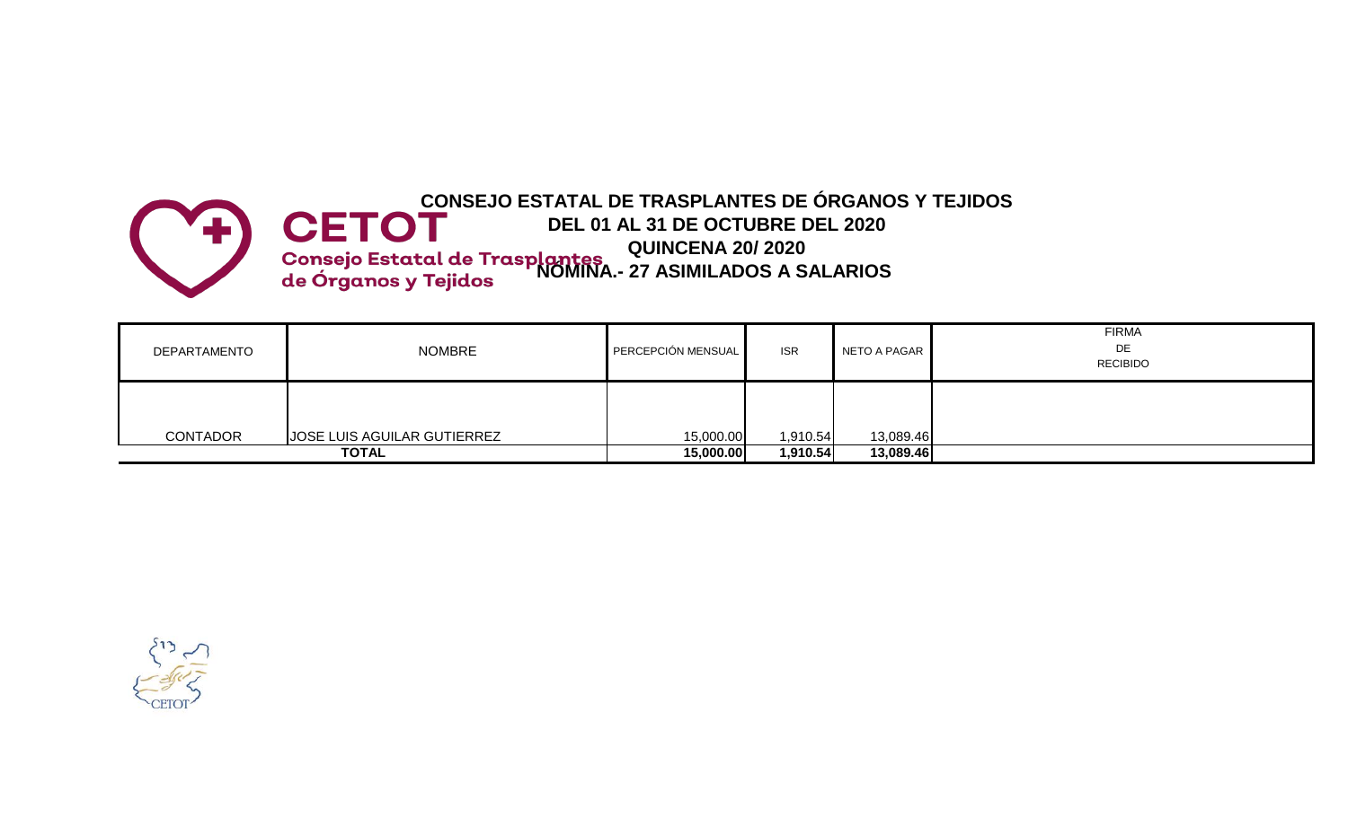CETOT
Consejo Estatal de Trasplantes de Órganos y Tejidos

# CONSEJO ESTATAL DE TRASPLANTES DE ÓRGANOS Y TEJIDOS

## DEL 01 AL 31 DE OCTUBRE DEL 2020

## QUINCENA 20/ 2020

## NÓMINA.- 27 ASIMILADOS A SALARIOS

| DEPARTAMENTO | NOMBRE | PERCEPCIÓN MENSUAL | ISR | NETO A PAGAR | FIRMA DE RECIBIDO |
|---|---|---|---|---|---|
| CONTADOR | JOSE LUIS AGUILAR GUTIERREZ | 15,000.00 | 1,910.54 | 13,089.46 | |
| **TOTAL** | | **15,000.00** | **1,910.54** | **13,089.46** | |

CETOT